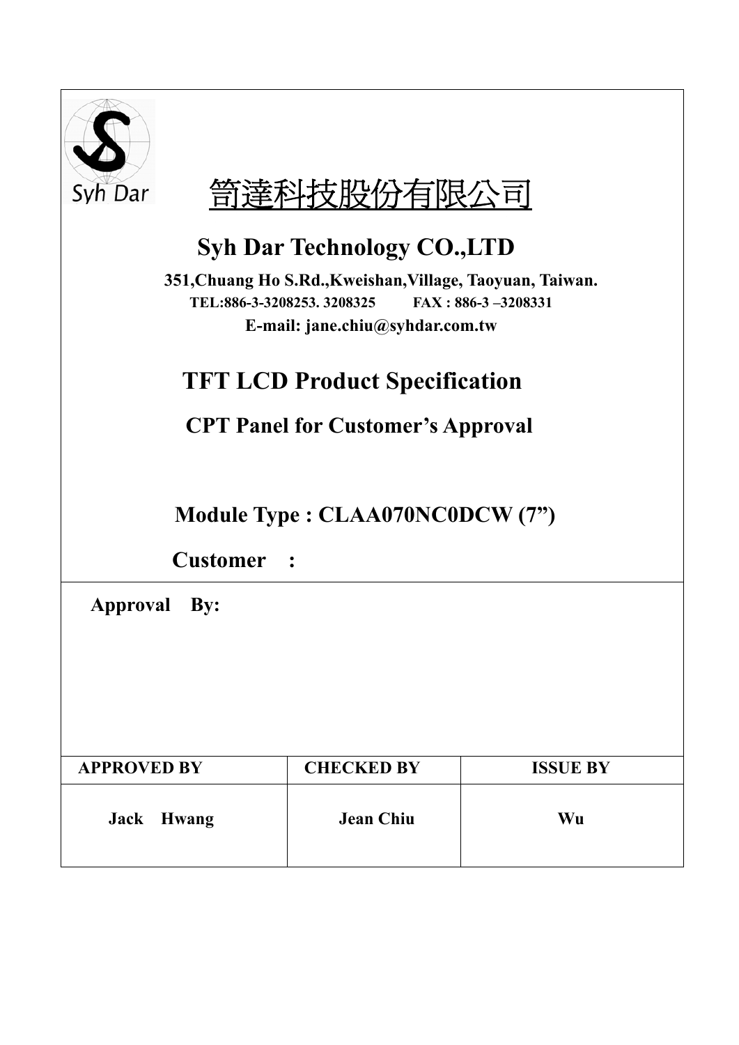# 笥達科技股份有限公司

## Syh Dar Technology CO.,LTD

**351,Chuang Ho S.Rd.,Kweishan,Village, Taoyuan, Taiwan.**

**TEL:886-3-3208253. 3208325 FAX : 886-3 –3208331**

**E-mail: jane.chiu@syhdar.com.tw**

## TFT LCD Product Specification

### CPT Panel for Customer's Approval

**Module Type : CLAA070NC0DCW (7")**

**Customer :**

**Approval By:**

| APPROVED BY | CHECKED BY | ISSUE BY |
|---|---|---|
| Jack Hwang | Jean Chiu | Wu |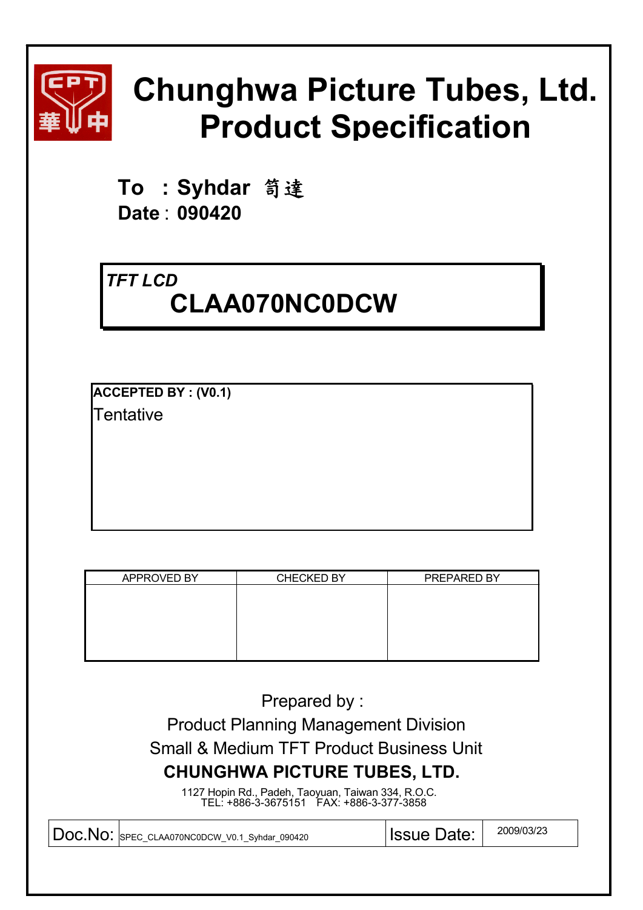# Chunghwa Picture Tubes, Ltd.
# Product Specification

**To : Syhdar 笥達**
**Date : 090420**

*TFT LCD*
**CLAA070NC0DCW**

**ACCEPTED BY : (V0.1)**
Tentative

| APPROVED BY | CHECKED BY | PREPARED BY |
|---|---|---|
| | | |

Prepared by :
Product Planning Management Division
Small & Medium TFT Product Business Unit
**CHUNGHWA PICTURE TUBES, LTD.**

1127 Hopin Rd., Padeh, Taoyuan, Taiwan 334, R.O.C.
TEL: +886-3-3675151 FAX: +886-3-377-3858

| Doc.No: | SPEC_CLAA070NC0DCW_V0.1_Syhdar_090420 | Issue Date: | 2009/03/23 |
|---|---|---|---|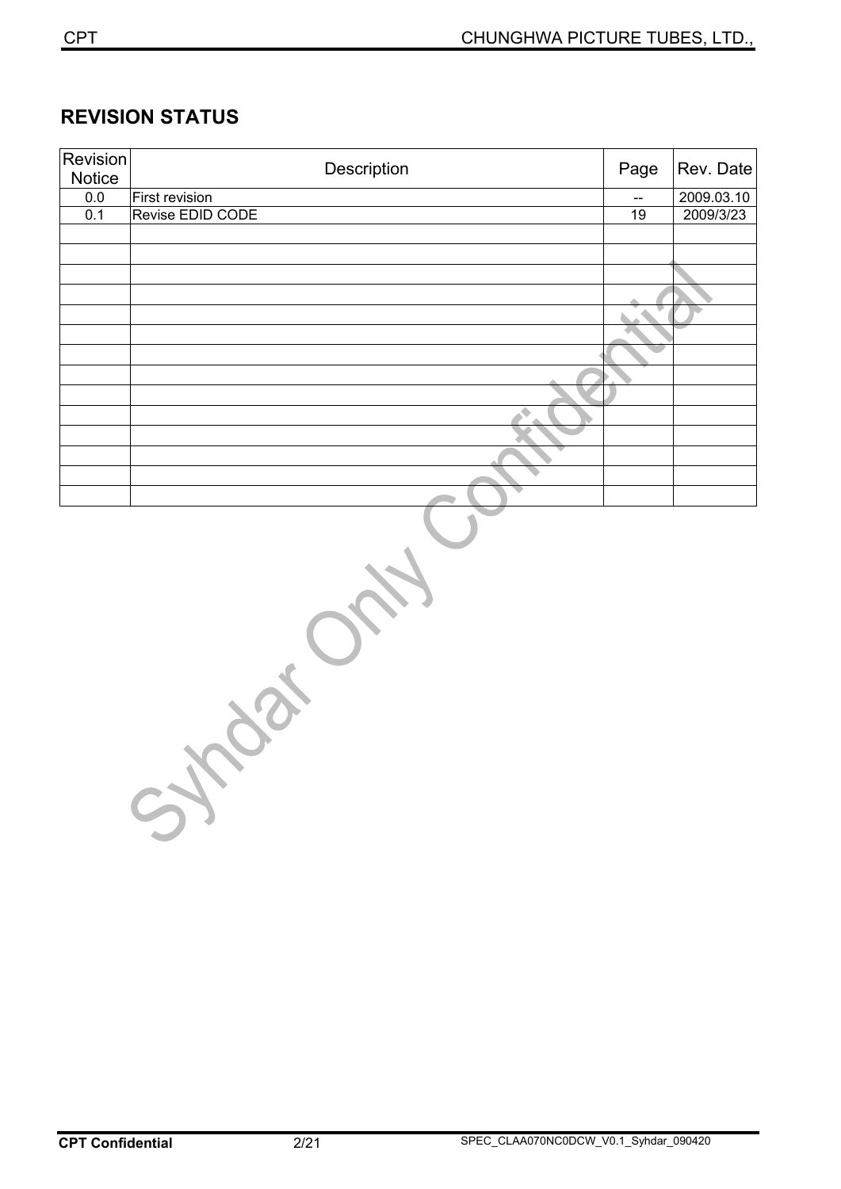## REVISION STATUS

| Revision Notice | Description | Page | Rev. Date |
|---|---|---|---|
| 0.0 | First revision | -- | 2009.03.10 |
| 0.1 | Revise EDID CODE | 19 | 2009/3/23 |
| | | | |
| | | | |
| | | | |
| | | | |
| | | | |
| | | | |
| | | | |
| | | | |
| | | | |
| | | | |
| | | | |
| | | | |
| | | | |
| | | | |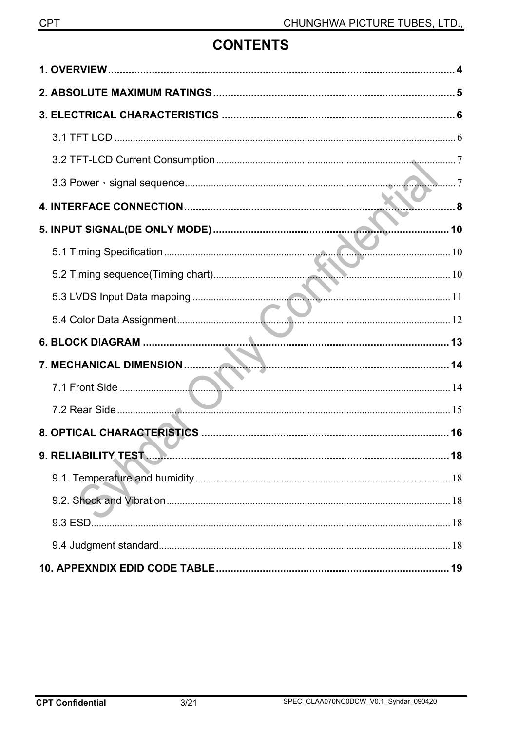# CONTENTS

1. OVERVIEW .................................................................................................... 4

2. ABSOLUTE MAXIMUM RATINGS .............................................................. 5

3. ELECTRICAL CHARACTERISTICS ............................................................ 6

    3.1 TFT LCD ................................................................................................ 6

    3.2 TFT-LCD Current Consumption ............................................................. 7

    3.3 Power、signal sequence ......................................................................... 7

4. INTERFACE CONNECTION ......................................................................... 8

5. INPUT SIGNAL(DE ONLY MODE) ............................................................. 10

    5.1 Timing Specification ............................................................................. 10

    5.2 Timing sequence(Timing chart) ............................................................ 10

    5.3 LVDS Input Data mapping .................................................................... 11

    5.4 Color Data Assignment ......................................................................... 12

6. BLOCK DIAGRAM ...................................................................................... 13

7. MECHANICAL DIMENSION ....................................................................... 14

    7.1 Front Side ............................................................................................. 14

    7.2 Rear Side .............................................................................................. 15

8. OPTICAL CHARACTERISTICS .................................................................. 16

9. RELIABILITY TEST ..................................................................................... 18

    9.1. Temperature and humidity ................................................................... 18

    9.2. Shock and Vibration ............................................................................. 18

    9.3 ESD ....................................................................................................... 18

    9.4 Judgment standard ................................................................................ 18

10. APPEXNDIX EDID CODE TABLE ............................................................. 19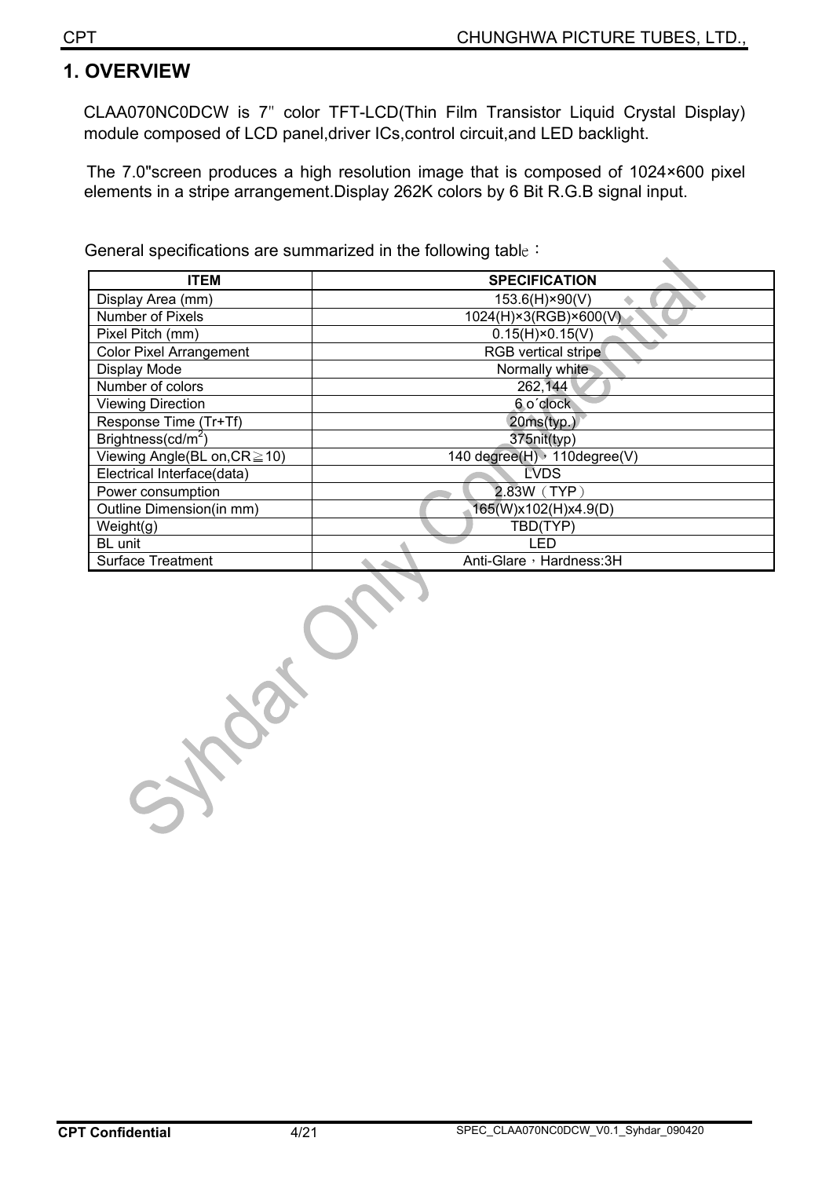# 1. OVERVIEW

CLAA070NC0DCW is 7" color TFT-LCD(Thin Film Transistor Liquid Crystal Display) module composed of LCD panel,driver ICs,control circuit,and LED backlight.

The 7.0"screen produces a high resolution image that is composed of 1024×600 pixel elements in a stripe arrangement.Display 262K colors by 6 Bit R.G.B signal input.

General specifications are summarized in the following table：

| ITEM | SPECIFICATION |
|---|---|
| Display Area (mm) | 153.6(H)×90(V) |
| Number of Pixels | 1024(H)×3(RGB)×600(V) |
| Pixel Pitch (mm) | 0.15(H)×0.15(V) |
| Color Pixel Arrangement | RGB vertical stripe |
| Display Mode | Normally white |
| Number of colors | 262,144 |
| Viewing Direction | 6 o´clock |
| Response Time (Tr+Tf) | 20ms(typ.) |
| Brightness($cd/m^2$) | 375nit(typ) |
| Viewing Angle(BL on,CR≧10) | 140 degree(H)，110degree(V) |
| Electrical Interface(data) | LVDS |
| Power consumption | 2.83W（TYP） |
| Outline Dimension(in mm) | 165(W)x102(H)x4.9(D) |
| Weight(g) | TBD(TYP) |
| BL unit | LED |
| Surface Treatment | Anti-Glare，Hardness:3H |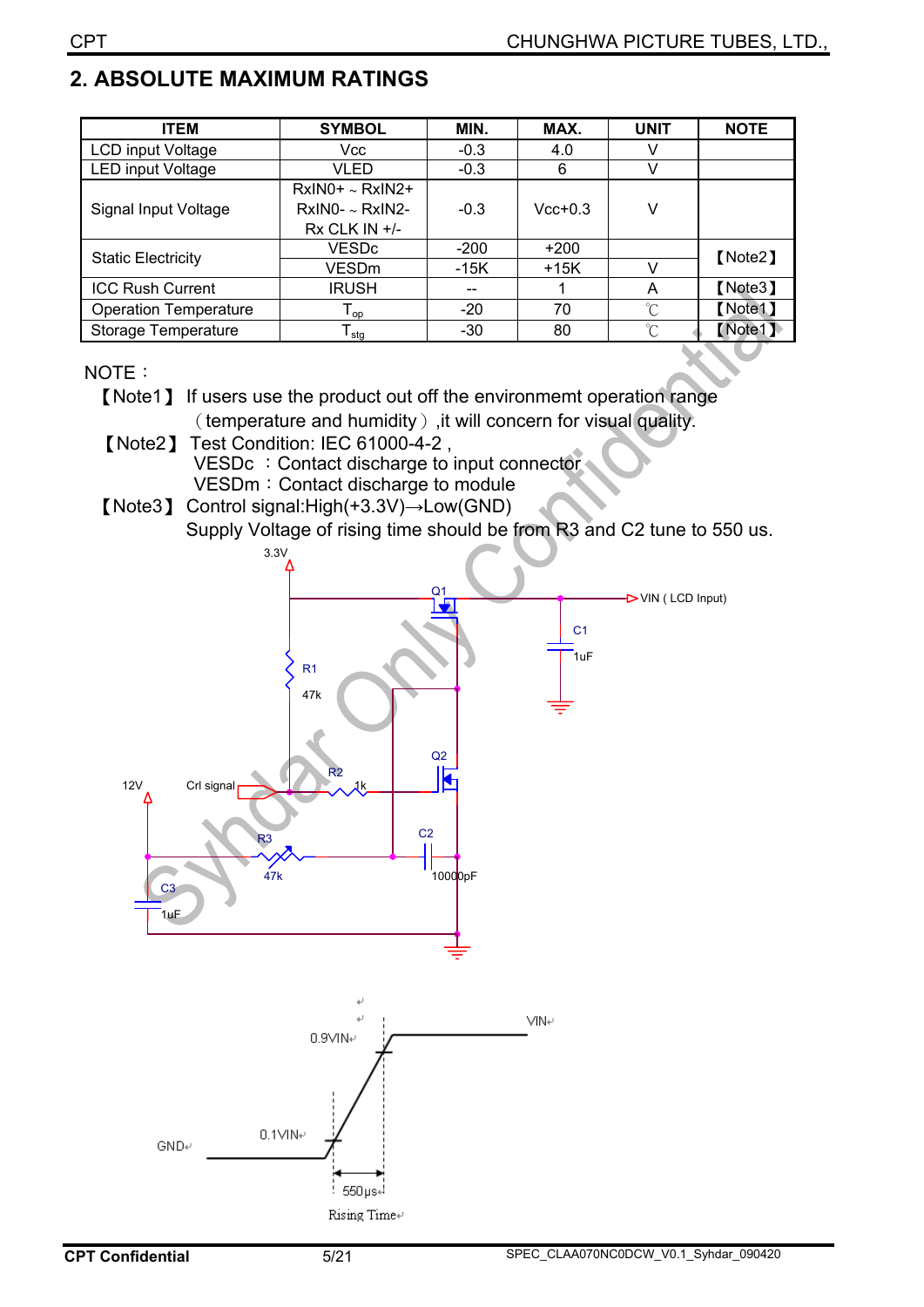## 2. ABSOLUTE MAXIMUM RATINGS

| ITEM | SYMBOL | MIN. | MAX. | UNIT | NOTE |
|---|---|---|---|---|---|
| LCD input Voltage | Vcc | -0.3 | 4.0 | V | |
| LED input Voltage | VLED | -0.3 | 6 | V | |
| Signal Input Voltage | RxIN0+ ~ RxIN2+<br>RxIN0- ~ RxIN2-<br>Rx CLK IN +/- | -0.3 | Vcc+0.3 | V | |
| Static Electricity | VESDc | -200 | +200 | | 【Note2】 |
| | VESDm | -15K | +15K | V | |
| ICC Rush Current | IRUSH | -- | 1 | A | 【Note3】 |
| Operation Temperature | $T_{op}$ | -20 | 70 | ℃ | 【Note1】 |
| Storage Temperature | $T_{stg}$ | -30 | 80 | ℃ | 【Note1】 |

NOTE：

【Note1】 If users use the product out off the environmemt operation range（temperature and humidity）,it will concern for visual quality.

【Note2】 Test Condition: IEC 61000-4-2 ,
VESDc ：Contact discharge to input connector
VESDm：Contact discharge to module

【Note3】 Control signal:High(+3.3V)→Low(GND)
Supply Voltage of rising time should be from R3 and C2 tune to 550 us.

3.3V, Q1, VIN ( LCD Input), C1 1uF, R1 47k, Q2, R2 1k, 12V, Crl signal, R3 47k, C2 10000pF, C3 1uF

VIN, 0.9VIN, 0.1VIN, GND, 550μs, Rising Time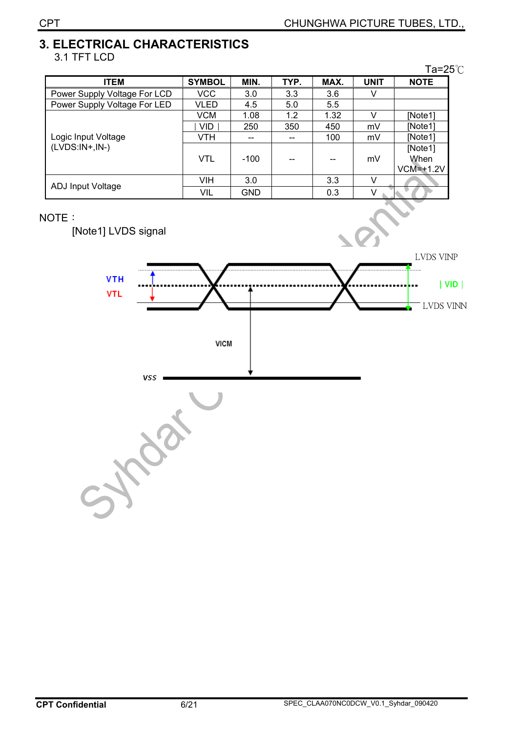# 3. ELECTRICAL CHARACTERISTICS

## 3.1 TFT LCD

Ta=25℃

| ITEM | SYMBOL | MIN. | TYP. | MAX. | UNIT | NOTE |
|---|---|---|---|---|---|---|
| Power Supply Voltage For LCD | VCC | 3.0 | 3.3 | 3.6 | V | |
| Power Supply Voltage For LED | VLED | 4.5 | 5.0 | 5.5 | | |
| Logic Input Voltage (LVDS:IN+,IN-) | VCM | 1.08 | 1.2 | 1.32 | V | [Note1] |
| | \| VID \| | 250 | 350 | 450 | mV | [Note1] |
| | VTH | -- | -- | 100 | mV | [Note1] |
| | VTL | -100 | -- | -- | mV | [Note1] When VCM=+1.2V |
| ADJ Input Voltage | VIH | 3.0 | | 3.3 | V | |
| | VIL | GND | | 0.3 | V | |

NOTE：

[Note1] LVDS signal

VTH, VTL, LVDS VINP, | VID |, LVDS VINN, VICM, VSS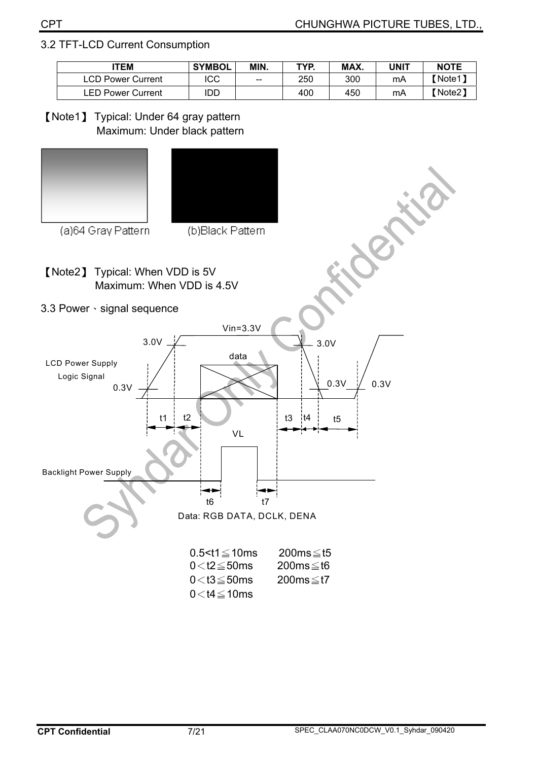## 3.2 TFT-LCD Current Consumption

| ITEM | SYMBOL | MIN. | TYP. | MAX. | UNIT | NOTE |
|---|---|---|---|---|---|---|
| LCD Power Current | ICC | -- | 250 | 300 | mA | 【Note1】 |
| LED Power Current | IDD | | 400 | 450 | mA | 【Note2】 |

【Note1】 Typical: Under 64 gray pattern
Maximum: Under black pattern

(a)64 Gray Pattern (b)Black Pattern

【Note2】 Typical: When VDD is 5V
Maximum: When VDD is 4.5V

## 3.3 Power、signal sequence

Vin=3.3V

3.0V 3.0V

data

LCD Power Supply

Logic Signal

0.3V 0.3V 0.3V

t1 t2 t3 t4 t5

VL

Backlight Power Supply

t6 t7

Data: RGB DATA, DCLK, DENA

0.5<t1≦10ms 200ms≦t5
0＜t2≦50ms 200ms≦t6
0＜t3≦50ms 200ms≦t7
0＜t4≦10ms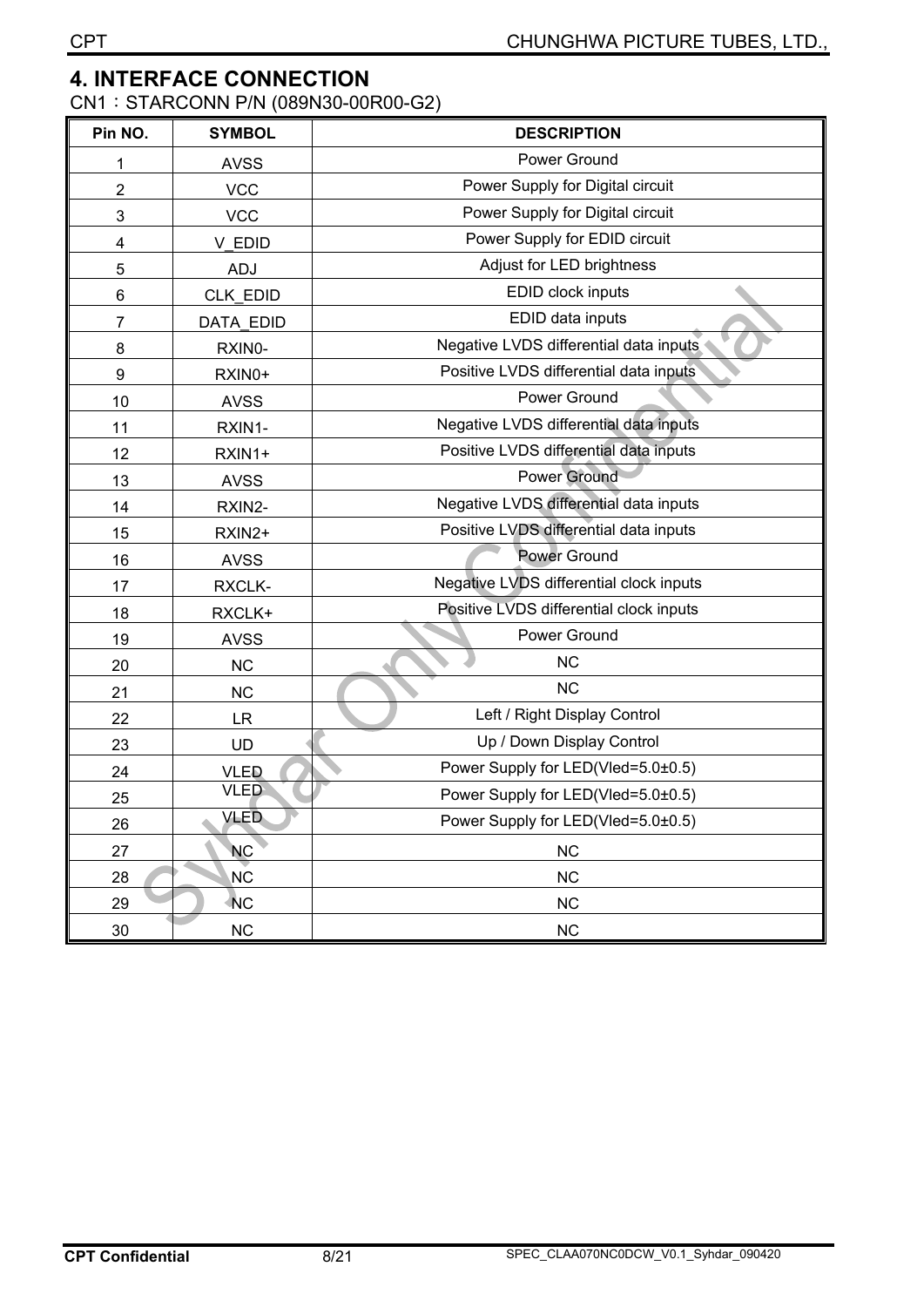# 4. INTERFACE CONNECTION

CN1：STARCONN P/N (089N30-00R00-G2)

| Pin NO. | SYMBOL | DESCRIPTION |
|---|---|---|
| 1 | AVSS | Power Ground |
| 2 | VCC | Power Supply for Digital circuit |
| 3 | VCC | Power Supply for Digital circuit |
| 4 | V_EDID | Power Supply for EDID circuit |
| 5 | ADJ | Adjust for LED brightness |
| 6 | CLK_EDID | EDID clock inputs |
| 7 | DATA_EDID | EDID data inputs |
| 8 | RXIN0- | Negative LVDS differential data inputs |
| 9 | RXIN0+ | Positive LVDS differential data inputs |
| 10 | AVSS | Power Ground |
| 11 | RXIN1- | Negative LVDS differential data inputs |
| 12 | RXIN1+ | Positive LVDS differential data inputs |
| 13 | AVSS | Power Ground |
| 14 | RXIN2- | Negative LVDS differential data inputs |
| 15 | RXIN2+ | Positive LVDS differential data inputs |
| 16 | AVSS | Power Ground |
| 17 | RXCLK- | Negative LVDS differential clock inputs |
| 18 | RXCLK+ | Positive LVDS differential clock inputs |
| 19 | AVSS | Power Ground |
| 20 | NC | NC |
| 21 | NC | NC |
| 22 | LR | Left / Right Display Control |
| 23 | UD | Up / Down Display Control |
| 24 | VLED | Power Supply for LED(Vled=5.0±0.5) |
| 25 | VLED | Power Supply for LED(Vled=5.0±0.5) |
| 26 | VLED | Power Supply for LED(Vled=5.0±0.5) |
| 27 | NC | NC |
| 28 | NC | NC |
| 29 | NC | NC |
| 30 | NC | NC |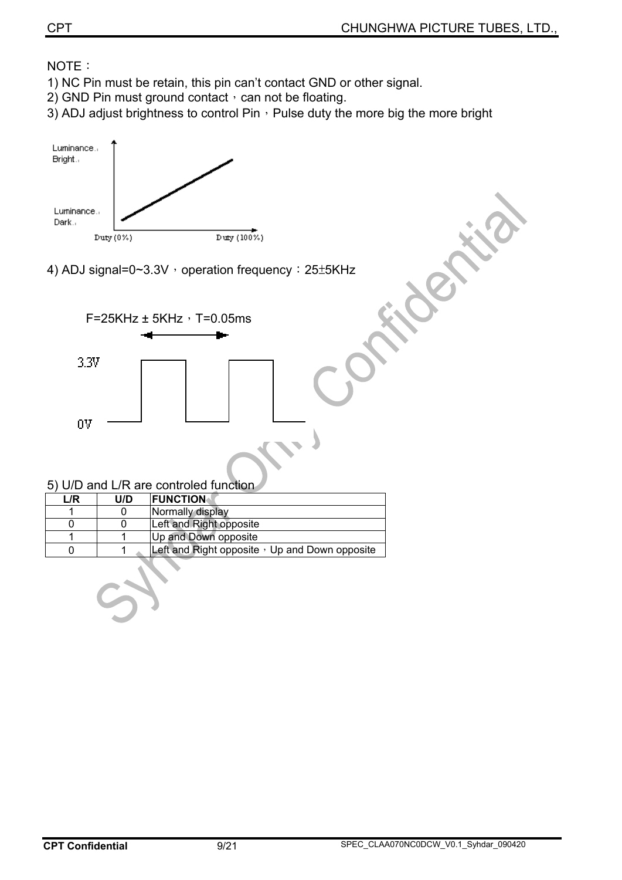NOTE：

1) NC Pin must be retain, this pin can't contact GND or other signal.
2) GND Pin must ground contact，can not be floating.
3) ADJ adjust brightness to control Pin，Pulse duty the more big the more bright

Luminance Bright

Luminance Dark

Duty (0%) Duty (100%)

4) ADJ signal=0~3.3V，operation frequency：25±5KHz

F=25KHz ± 5KHz，T=0.05ms

3.3V

0V

5) U/D and L/R are controled function

| L/R | U/D | FUNCTION |
|---|---|---|
| 1 | 0 | Normally display |
| 0 | 0 | Left and Right opposite |
| 1 | 1 | Up and Down opposite |
| 0 | 1 | Left and Right opposite，Up and Down opposite |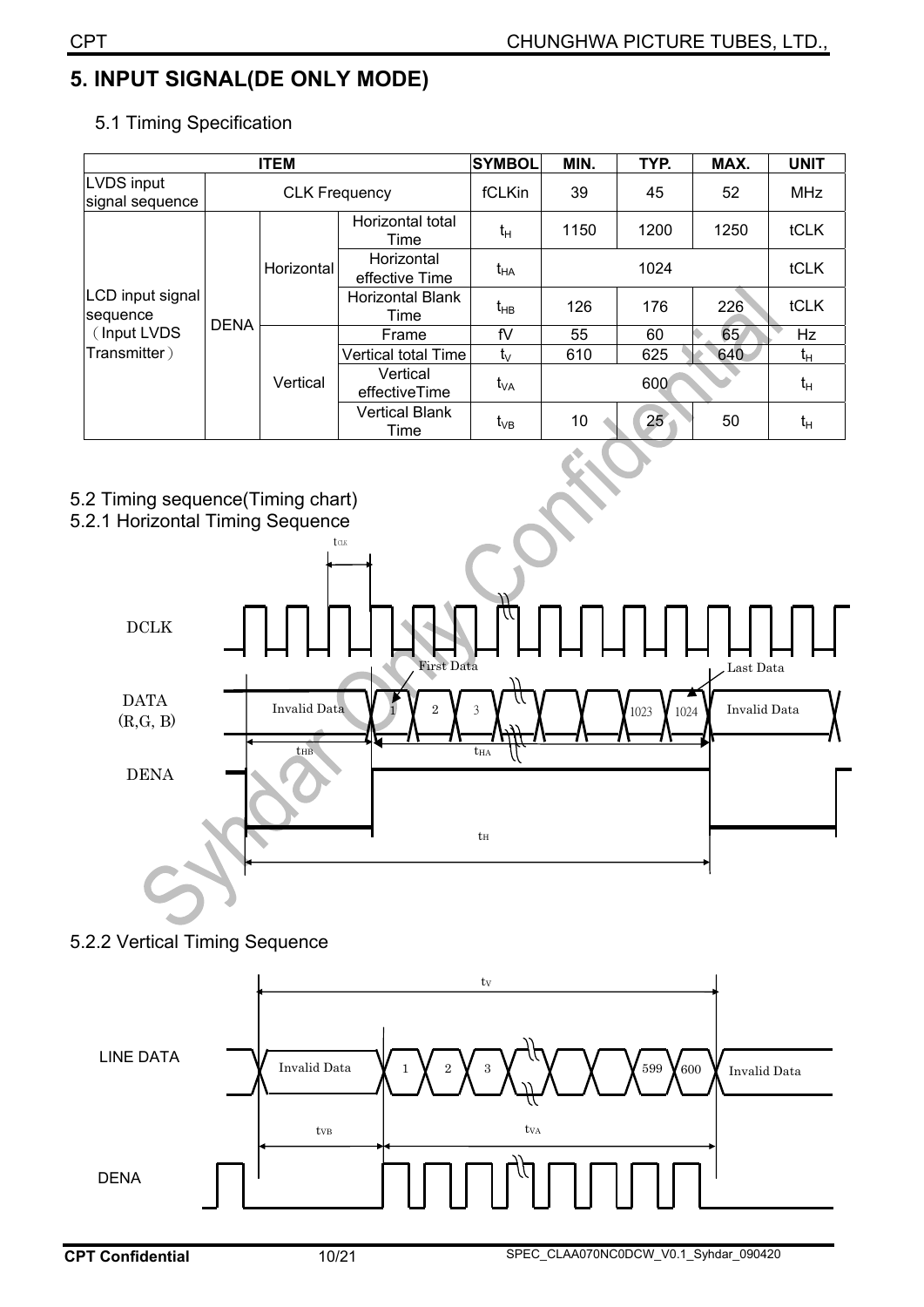# 5. INPUT SIGNAL(DE ONLY MODE)

## 5.1 Timing Specification

| ITEM | | | | SYMBOL | MIN. | TYP. | MAX. | UNIT |
|---|---|---|---|---|---|---|---|---|
| LVDS input signal sequence | CLK Frequency | | | fCLKin | 39 | 45 | 52 | MHz |
| LCD input signal sequence (Input LVDS Transmitter) | DENA | Horizontal | Horizontal total Time | $t_H$ | 1150 | 1200 | 1250 | tCLK |
| | | | Horizontal effective Time | $t_{HA}$ | | 1024 | | tCLK |
| | | | Horizontal Blank Time | $t_{HB}$ | 126 | 176 | 226 | tCLK |
| | | Vertical | Frame | fV | 55 | 60 | 65 | Hz |
| | | | Vertical total Time | $t_V$ | 610 | 625 | 640 | $t_H$ |
| | | | Vertical effectiveTime | $t_{VA}$ | | 600 | | $t_H$ |
| | | | Vertical Blank Time | $t_{VB}$ | 10 | 25 | 50 | $t_H$ |

## 5.2 Timing sequence(Timing chart)

### 5.2.1 Horizontal Timing Sequence

### 5.2.2 Vertical Timing Sequence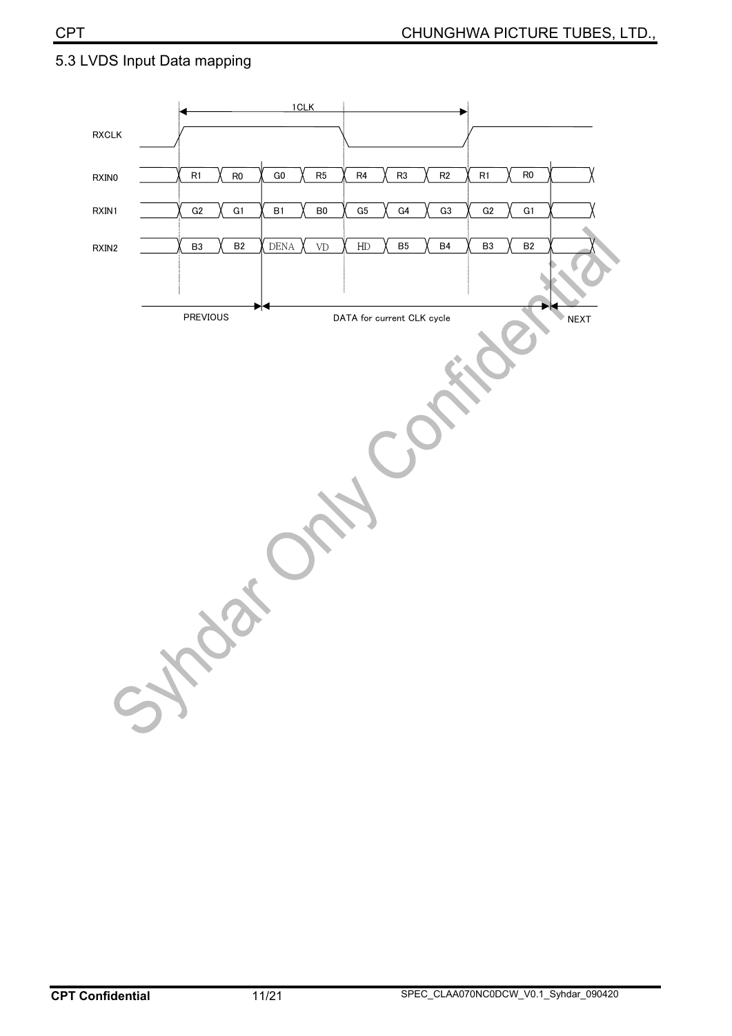## 5.3 LVDS Input Data mapping

| Signal | PREVIOUS | | DATA for current CLK cycle | | | | | | | NEXT |
|---|---|---|---|---|---|---|---|---|---|---|
| RXIN0 | R1 | R0 | G0 | R5 | R4 | R3 | R2 | R1 | R0 | |
| RXIN1 | G2 | G1 | B1 | B0 | G5 | G4 | G3 | G2 | G1 | |
| RXIN2 | B3 | B2 | DENA | VD | HD | B5 | B4 | B3 | B2 | |

RXCLK period: 1CLK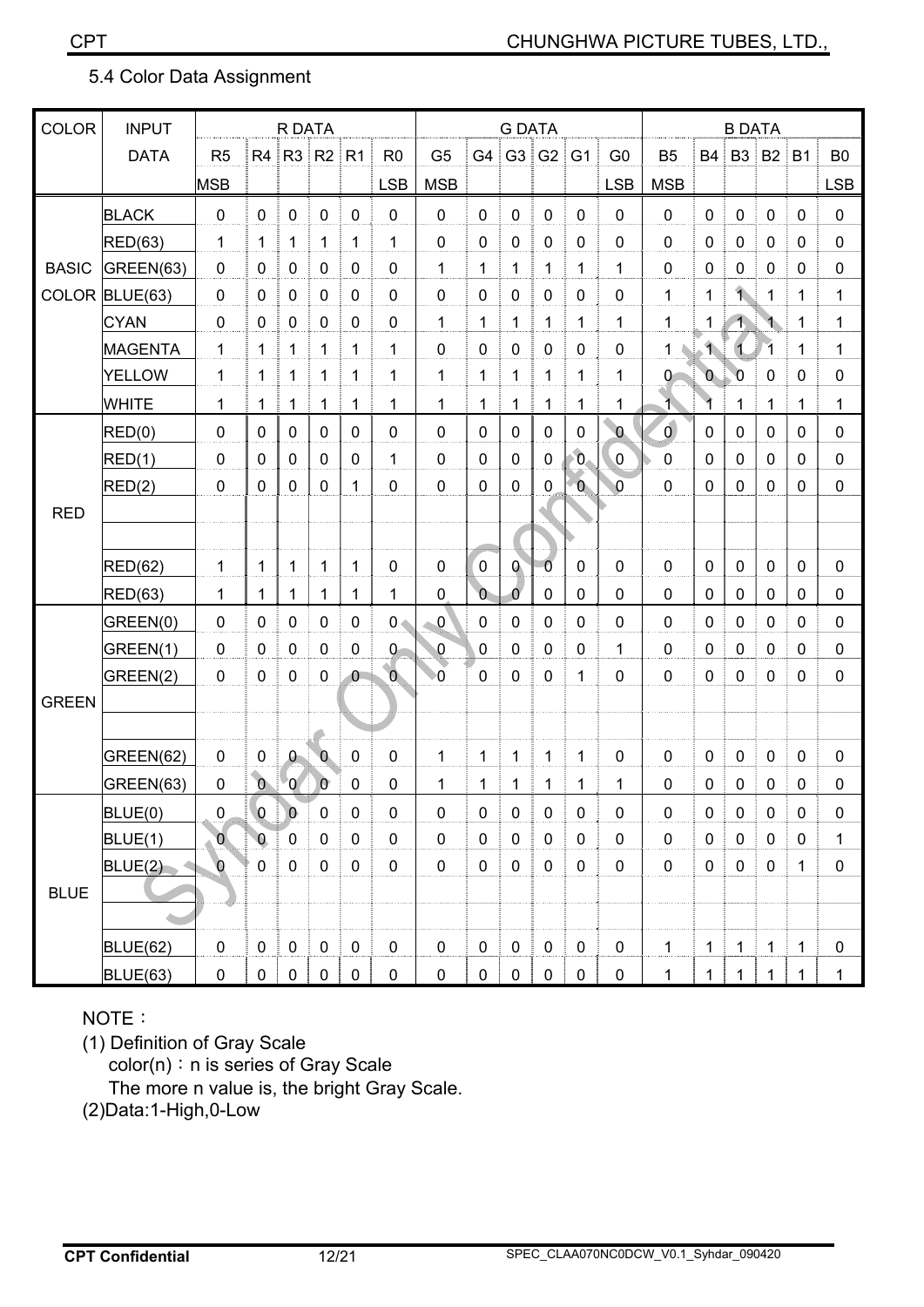## 5.4 Color Data Assignment

| COLOR | INPUT DATA | R5 MSB | R4 | R3 | R2 | R1 | R0 LSB | G5 MSB | G4 | G3 | G2 | G1 | G0 LSB | B5 MSB | B4 | B3 | B2 | B1 | B0 LSB |
|---|---|---|---|---|---|---|---|---|---|---|---|---|---|---|---|---|---|---|---|
| | | R DATA | | | | | | G DATA | | | | | | B DATA | | | | | |
| BASIC COLOR | BLACK | 0 | 0 | 0 | 0 | 0 | 0 | 0 | 0 | 0 | 0 | 0 | 0 | 0 | 0 | 0 | 0 | 0 | 0 |
| | RED(63) | 1 | 1 | 1 | 1 | 1 | 1 | 0 | 0 | 0 | 0 | 0 | 0 | 0 | 0 | 0 | 0 | 0 | 0 |
| | GREEN(63) | 0 | 0 | 0 | 0 | 0 | 0 | 1 | 1 | 1 | 1 | 1 | 1 | 0 | 0 | 0 | 0 | 0 | 0 |
| | BLUE(63) | 0 | 0 | 0 | 0 | 0 | 0 | 0 | 0 | 0 | 0 | 0 | 0 | 1 | 1 | 1 | 1 | 1 | 1 |
| | CYAN | 0 | 0 | 0 | 0 | 0 | 0 | 1 | 1 | 1 | 1 | 1 | 1 | 1 | 1 | 1 | 1 | 1 | 1 |
| | MAGENTA | 1 | 1 | 1 | 1 | 1 | 1 | 0 | 0 | 0 | 0 | 0 | 0 | 1 | 1 | 1 | 1 | 1 | 1 |
| | YELLOW | 1 | 1 | 1 | 1 | 1 | 1 | 1 | 1 | 1 | 1 | 1 | 1 | 0 | 0 | 0 | 0 | 0 | 0 |
| | WHITE | 1 | 1 | 1 | 1 | 1 | 1 | 1 | 1 | 1 | 1 | 1 | 1 | 1 | 1 | 1 | 1 | 1 | 1 |
| RED | RED(0) | 0 | 0 | 0 | 0 | 0 | 0 | 0 | 0 | 0 | 0 | 0 | 0 | 0 | 0 | 0 | 0 | 0 | 0 |
| | RED(1) | 0 | 0 | 0 | 0 | 0 | 1 | 0 | 0 | 0 | 0 | 0 | 0 | 0 | 0 | 0 | 0 | 0 | 0 |
| | RED(2) | 0 | 0 | 0 | 0 | 1 | 0 | 0 | 0 | 0 | 0 | 0 | 0 | 0 | 0 | 0 | 0 | 0 | 0 |
| | | | | | | | | | | | | | | | | | | | |
| | | | | | | | | | | | | | | | | | | | |
| | RED(62) | 1 | 1 | 1 | 1 | 1 | 0 | 0 | 0 | 0 | 0 | 0 | 0 | 0 | 0 | 0 | 0 | 0 | 0 |
| | RED(63) | 1 | 1 | 1 | 1 | 1 | 1 | 0 | 0 | 0 | 0 | 0 | 0 | 0 | 0 | 0 | 0 | 0 | 0 |
| GREEN | GREEN(0) | 0 | 0 | 0 | 0 | 0 | 0 | 0 | 0 | 0 | 0 | 0 | 0 | 0 | 0 | 0 | 0 | 0 | 0 |
| | GREEN(1) | 0 | 0 | 0 | 0 | 0 | 0 | 0 | 0 | 0 | 0 | 0 | 1 | 0 | 0 | 0 | 0 | 0 | 0 |
| | GREEN(2) | 0 | 0 | 0 | 0 | 0 | 0 | 0 | 0 | 0 | 0 | 1 | 0 | 0 | 0 | 0 | 0 | 0 | 0 |
| | | | | | | | | | | | | | | | | | | | |
| | | | | | | | | | | | | | | | | | | | |
| | GREEN(62) | 0 | 0 | 0 | 0 | 0 | 0 | 1 | 1 | 1 | 1 | 1 | 0 | 0 | 0 | 0 | 0 | 0 | 0 |
| | GREEN(63) | 0 | 0 | 0 | 0 | 0 | 0 | 1 | 1 | 1 | 1 | 1 | 1 | 0 | 0 | 0 | 0 | 0 | 0 |
| BLUE | BLUE(0) | 0 | 0 | 0 | 0 | 0 | 0 | 0 | 0 | 0 | 0 | 0 | 0 | 0 | 0 | 0 | 0 | 0 | 0 |
| | BLUE(1) | 0 | 0 | 0 | 0 | 0 | 0 | 0 | 0 | 0 | 0 | 0 | 0 | 0 | 0 | 0 | 0 | 0 | 1 |
| | BLUE(2) | 0 | 0 | 0 | 0 | 0 | 0 | 0 | 0 | 0 | 0 | 0 | 0 | 0 | 0 | 0 | 0 | 1 | 0 |
| | | | | | | | | | | | | | | | | | | | |
| | | | | | | | | | | | | | | | | | | | |
| | BLUE(62) | 0 | 0 | 0 | 0 | 0 | 0 | 0 | 0 | 0 | 0 | 0 | 0 | 1 | 1 | 1 | 1 | 1 | 0 |
| | BLUE(63) | 0 | 0 | 0 | 0 | 0 | 0 | 0 | 0 | 0 | 0 | 0 | 0 | 1 | 1 | 1 | 1 | 1 | 1 |

NOTE：

(1) Definition of Gray Scale

color(n)：n is series of Gray Scale

The more n value is, the bright Gray Scale.

(2)Data:1-High,0-Low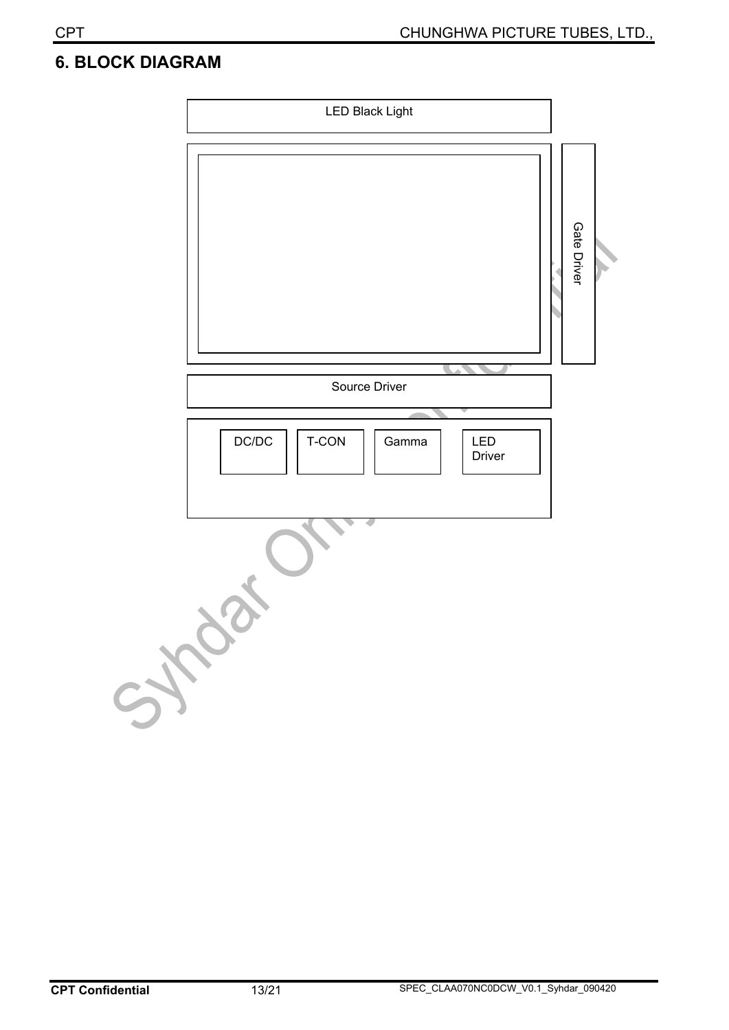## 6. BLOCK DIAGRAM

LED Black Light

Gate Driver

Source Driver

DC/DC

T-CON

Gamma

LED Driver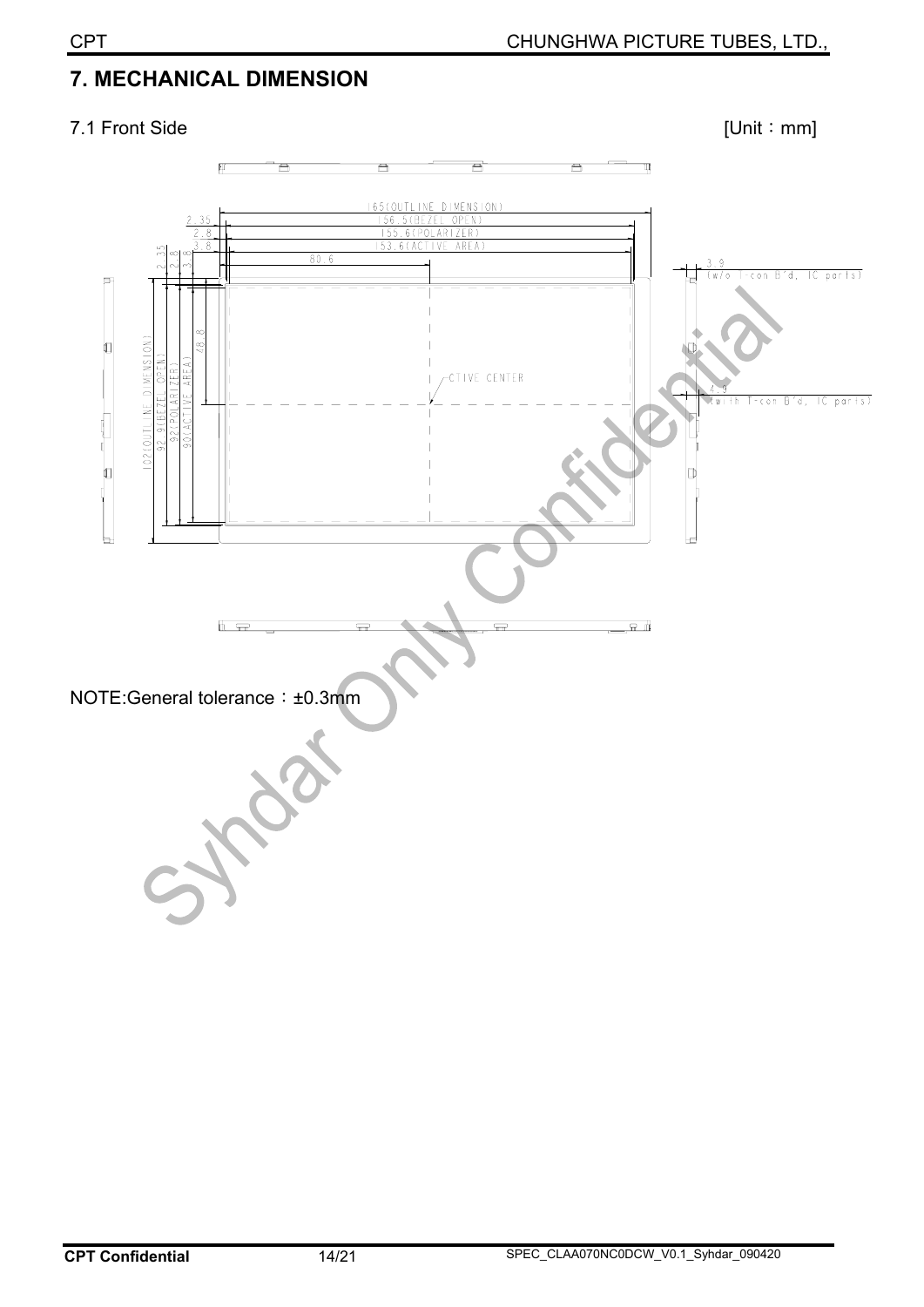## 7. MECHANICAL DIMENSION

7.1 Front Side [Unit：mm]

165(OUTLINE DIMENSION)
156.5(BEZEL OPEN)
155.6(POLARIZER)
153.6(ACTIVE AREA)
2.35
2.8
3.8
80.6
3.9 (w/o T-con B'd, IC parts)
4.9 (with T-con B'd, IC parts)
ACTIVE CENTER
102(OUTLINE DIMENSION)
92.9(BEZEL OPEN)
92(POLARIZER)
90(ACTIVE AREA)
48.8

NOTE:General tolerance：±0.3mm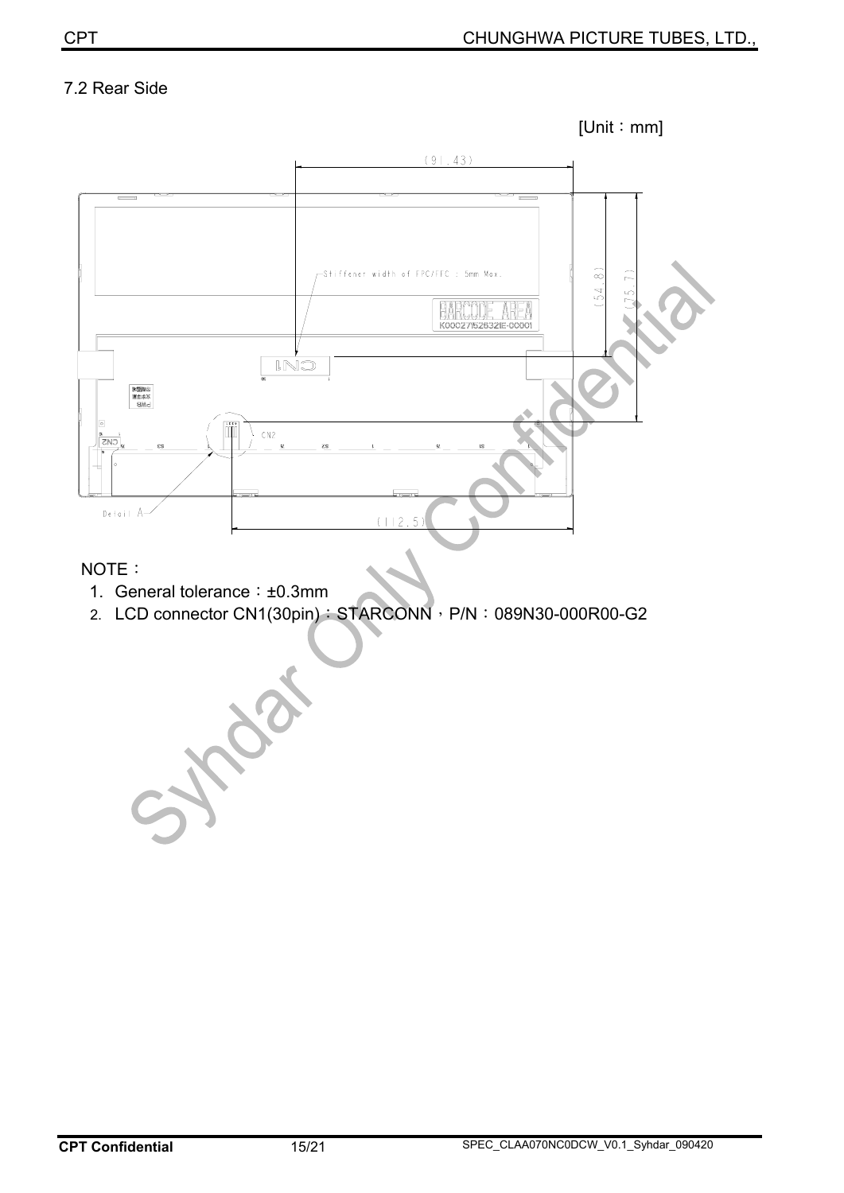7.2 Rear Side

[Unit：mm]

NOTE：

1. General tolerance：±0.3mm
2. LCD connector CN1(30pin)：STARCONN，P/N：089N30-000R00-G2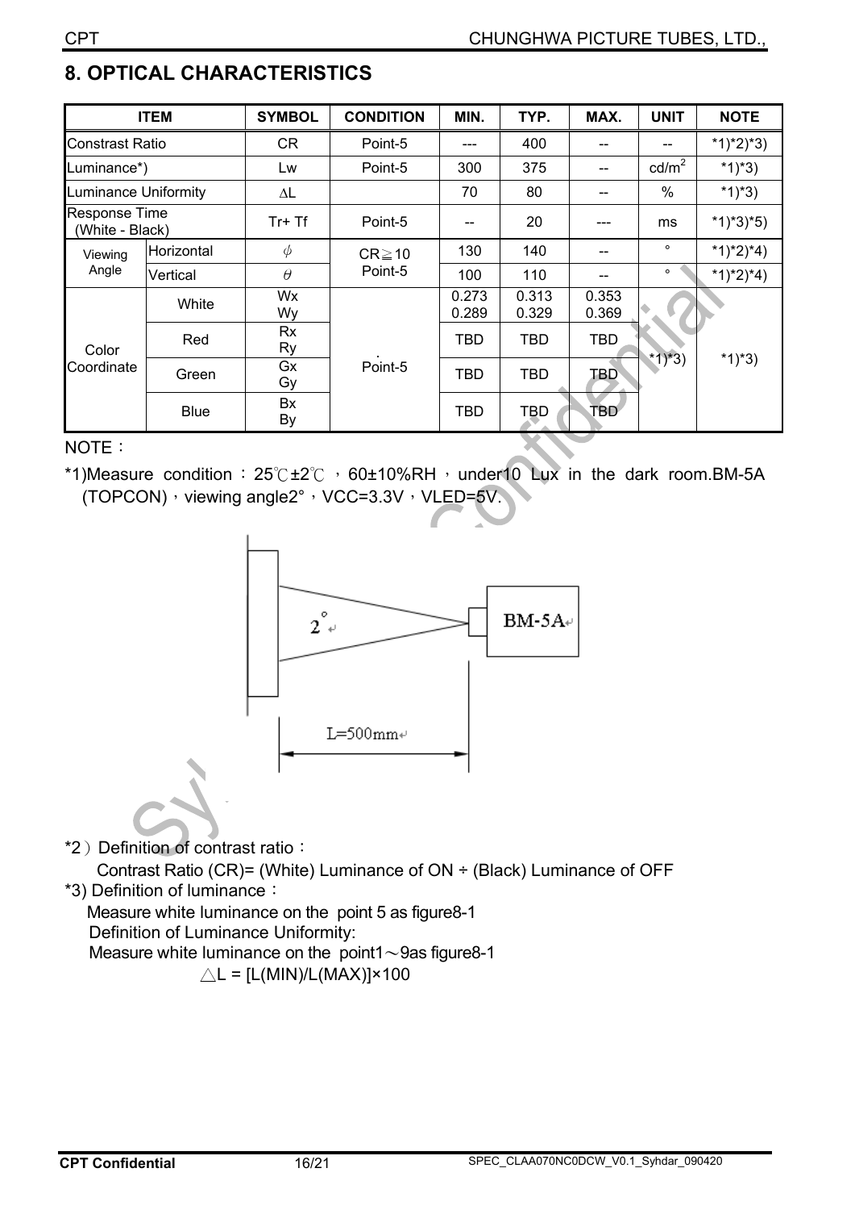## 8. OPTICAL CHARACTERISTICS

| ITEM | | SYMBOL | CONDITION | MIN. | TYP. | MAX. | UNIT | NOTE |
|---|---|---|---|---|---|---|---|---|
| Constrast Ratio | | CR | Point-5 | --- | 400 | -- | -- | *1)*2)*3) |
| Luminance*) | | Lw | Point-5 | 300 | 375 | -- | cd/m² | *1)*3) |
| Luminance Uniformity | | ∆L | | 70 | 80 | -- | % | *1)*3) |
| Response Time (White - Black) | | Tr+ Tf | Point-5 | -- | 20 | --- | ms | *1)*3)*5) |
| Viewing Angle | Horizontal | $\phi$ | CR≧10 Point-5 | 130 | 140 | -- | ° | *1)*2)*4) |
| | Vertical | $\theta$ | | 100 | 110 | -- | ° | *1)*2)*4) |
| Color Coordinate | White | Wx Wy | Point-5 | 0.273 0.289 | 0.313 0.329 | 0.353 0.369 | *1)*3) | *1)*3) |
| | Red | Rx Ry | | TBD | TBD | TBD | | |
| | Green | Gx Gy | | TBD | TBD | TBD | | |
| | Blue | Bx By | | TBD | TBD | TBD | | |

NOTE：

*1)Measure condition：25℃±2℃，60±10%RH，under10 Lux in the dark room.BM-5A (TOPCON)，viewing angle2°，VCC=3.3V，VLED=5V.

*2）Definition of contrast ratio：

Contrast Ratio (CR)= (White) Luminance of ON ÷ (Black) Luminance of OFF

*3) Definition of luminance：

Measure white luminance on the point 5 as figure8-1

Definition of Luminance Uniformity:

Measure white luminance on the point1～9as figure8-1

$\triangle L = [L(MIN)/L(MAX)] \times 100$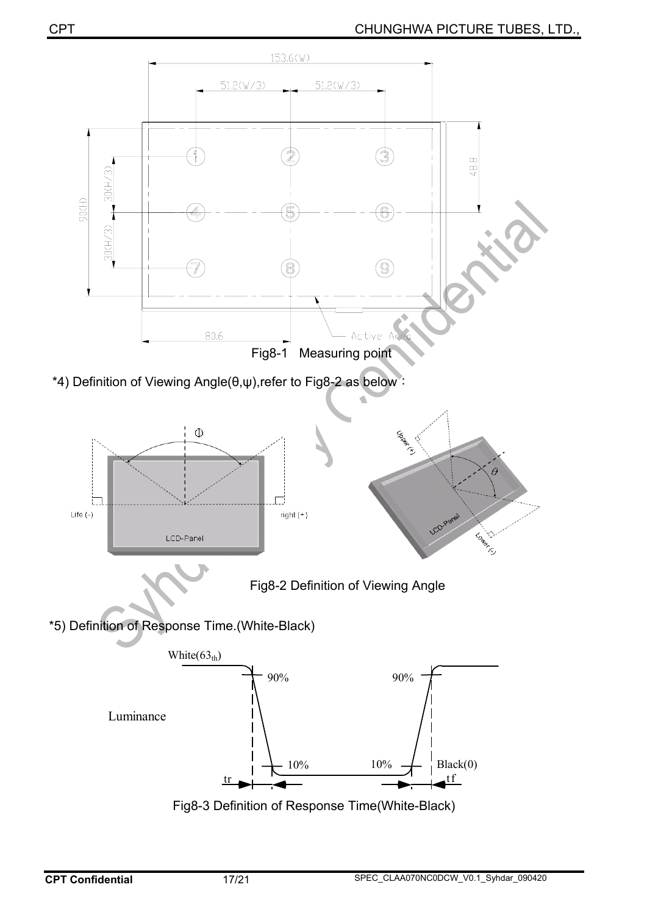Fig8-1 Measuring point

*4) Definition of Viewing Angle(θ,ψ),refer to Fig8-2 as below：

Fig8-2 Definition of Viewing Angle

*5) Definition of Response Time.(White-Black)

Fig8-3 Definition of Response Time(White-Black)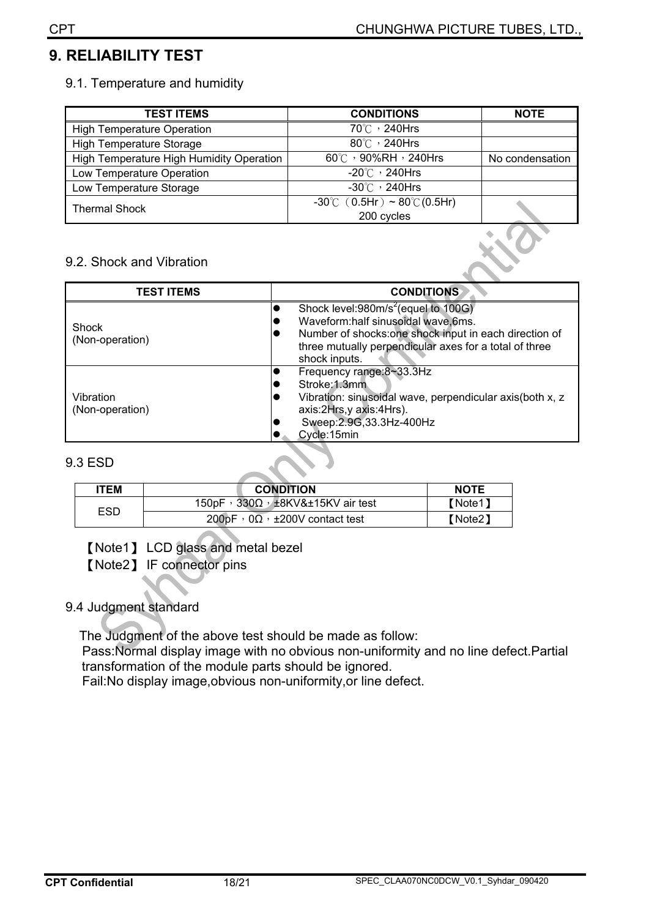# 9. RELIABILITY TEST

## 9.1. Temperature and humidity

| TEST ITEMS | CONDITIONS | NOTE |
|---|---|---|
| High Temperature Operation | 70℃，240Hrs | |
| High Temperature Storage | 80℃，240Hrs | |
| High Temperature High Humidity Operation | 60℃，90%RH，240Hrs | No condensation |
| Low Temperature Operation | -20℃，240Hrs | |
| Low Temperature Storage | -30℃，240Hrs | |
| Thermal Shock | -30℃（0.5Hr）~ 80℃(0.5Hr) 200 cycles | |

## 9.2. Shock and Vibration

| TEST ITEMS | CONDITIONS |
|---|---|
| Shock (Non-operation) | • Shock level:980m/s$^2$(equel to 100G)<br>• Waveform:half sinusoidal wave,6ms.<br>• Number of shocks:one shock input in each direction of three mutually perpendicular axes for a total of three shock inputs. |
| Vibration (Non-operation) | • Frequency range:8~33.3Hz<br>• Stroke:1.3mm<br>• Vibration: sinusoidal wave, perpendicular axis(both x, z axis:2Hrs,y axis:4Hrs).<br>• Sweep:2.9G,33.3Hz-400Hz<br>• Cycle:15min |

## 9.3 ESD

| ITEM | CONDITION | NOTE |
|---|---|---|
| ESD | 150pF，330Ω，±8KV&±15KV air test | 【Note1】 |
| | 200pF，0Ω，±200V contact test | 【Note2】 |

【Note1】 LCD glass and metal bezel

【Note2】 IF connector pins

## 9.4 Judgment standard

The Judgment of the above test should be made as follow:

Pass:Normal display image with no obvious non-uniformity and no line defect.Partial transformation of the module parts should be ignored.

Fail:No display image,obvious non-uniformity,or line defect.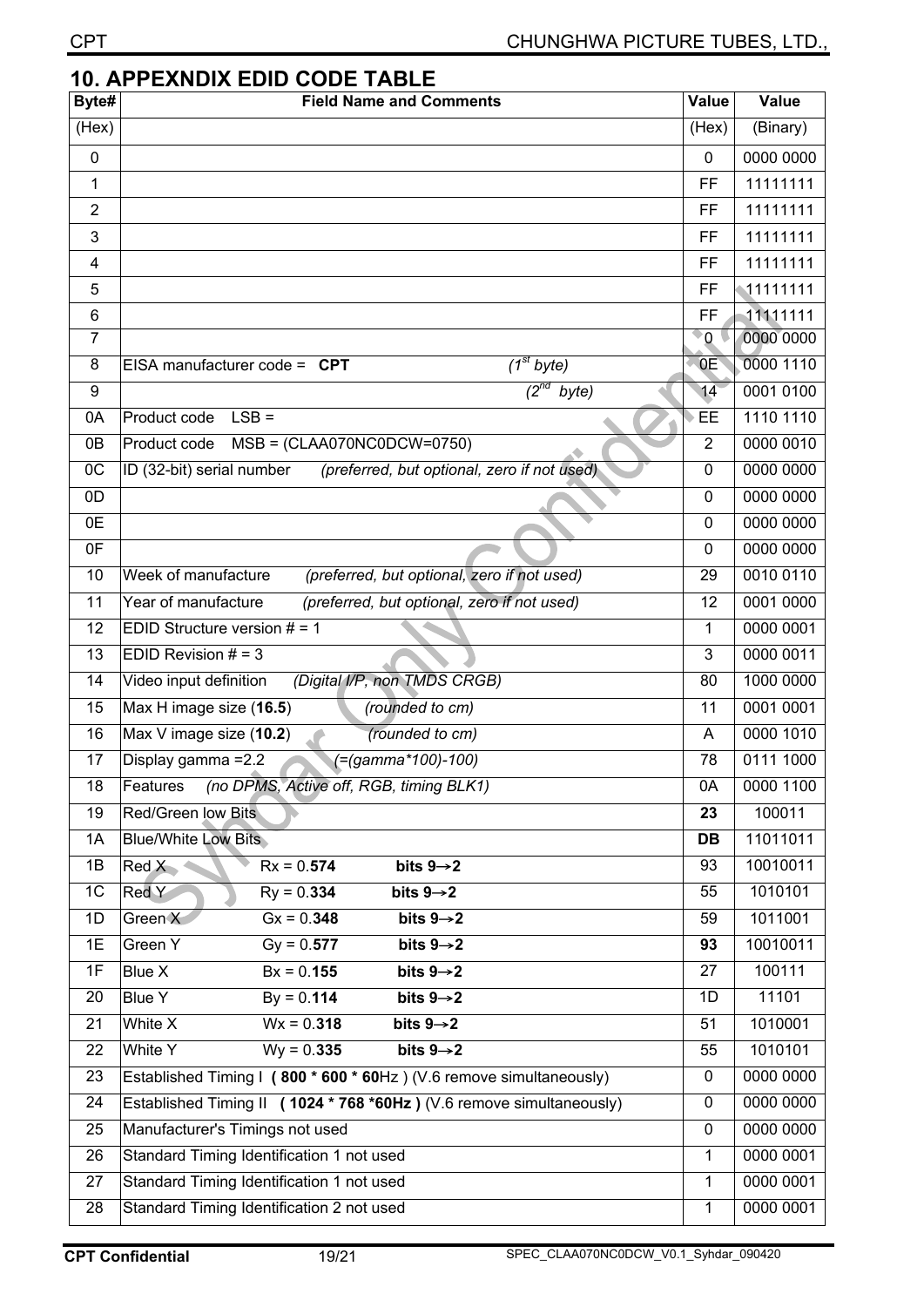## 10. APPEXNDIX EDID CODE TABLE

| Byte# | Field Name and Comments | Value | Value |
|---|---|---|---|
| (Hex) | | (Hex) | (Binary) |
| 0 | | 0 | 0000 0000 |
| 1 | | FF | 11111111 |
| 2 | | FF | 11111111 |
| 3 | | FF | 11111111 |
| 4 | | FF | 11111111 |
| 5 | | FF | 11111111 |
| 6 | | FF | 11111111 |
| 7 | | 0 | 0000 0000 |
| 8 | EISA manufacturer code = **CPT** *(1st byte)* | 0E | 0000 1110 |
| 9 | *(2nd byte)* | 14 | 0001 0100 |
| 0A | Product code LSB = | EE | 1110 1110 |
| 0B | Product code MSB = (CLAA070NC0DCW=0750) | 2 | 0000 0010 |
| 0C | ID (32-bit) serial number *(preferred, but optional, zero if not used)* | 0 | 0000 0000 |
| 0D | | 0 | 0000 0000 |
| 0E | | 0 | 0000 0000 |
| 0F | | 0 | 0000 0000 |
| 10 | Week of manufacture *(preferred, but optional, zero if not used)* | 29 | 0010 0110 |
| 11 | Year of manufacture *(preferred, but optional, zero if not used)* | 12 | 0001 0000 |
| 12 | EDID Structure version # = 1 | 1 | 0000 0001 |
| 13 | EDID Revision # = 3 | 3 | 0000 0011 |
| 14 | Video input definition *(Digital I/P, non TMDS CRGB)* | 80 | 1000 0000 |
| 15 | Max H image size (**16.5**) *(rounded to cm)* | 11 | 0001 0001 |
| 16 | Max V image size (**10.2**) *(rounded to cm)* | A | 0000 1010 |
| 17 | Display gamma =2.2 *(=(gamma*100)-100)* | 78 | 0111 1000 |
| 18 | Features *(no DPMS, Active off, RGB, timing BLK1)* | 0A | 0000 1100 |
| 19 | Red/Green low Bits | **23** | 100011 |
| 1A | Blue/White Low Bits | **DB** | 11011011 |
| 1B | Red X Rx = 0.**574** **bits 9→2** | 93 | 10010011 |
| 1C | Red Y Ry = 0.**334** **bits 9→2** | 55 | 1010101 |
| 1D | Green X Gx = 0.**348** **bits 9→2** | 59 | 1011001 |
| 1E | Green Y Gy = 0.**577** **bits 9→2** | **93** | 10010011 |
| 1F | Blue X Bx = 0.**155** **bits 9→2** | 27 | 100111 |
| 20 | Blue Y By = 0.**114** **bits 9→2** | 1D | 11101 |
| 21 | White X Wx = 0.**318** **bits 9→2** | 51 | 1010001 |
| 22 | White Y Wy = 0.**335** **bits 9→2** | 55 | 1010101 |
| 23 | Established Timing I **( 800 * 600 * 60**Hz ) (V.6 remove simultaneously) | 0 | 0000 0000 |
| 24 | Established Timing II **( 1024 * 768 *60Hz )** (V.6 remove simultaneously) | 0 | 0000 0000 |
| 25 | Manufacturer's Timings not used | 0 | 0000 0000 |
| 26 | Standard Timing Identification 1 not used | 1 | 0000 0001 |
| 27 | Standard Timing Identification 1 not used | 1 | 0000 0001 |
| 28 | Standard Timing Identification 2 not used | 1 | 0000 0001 |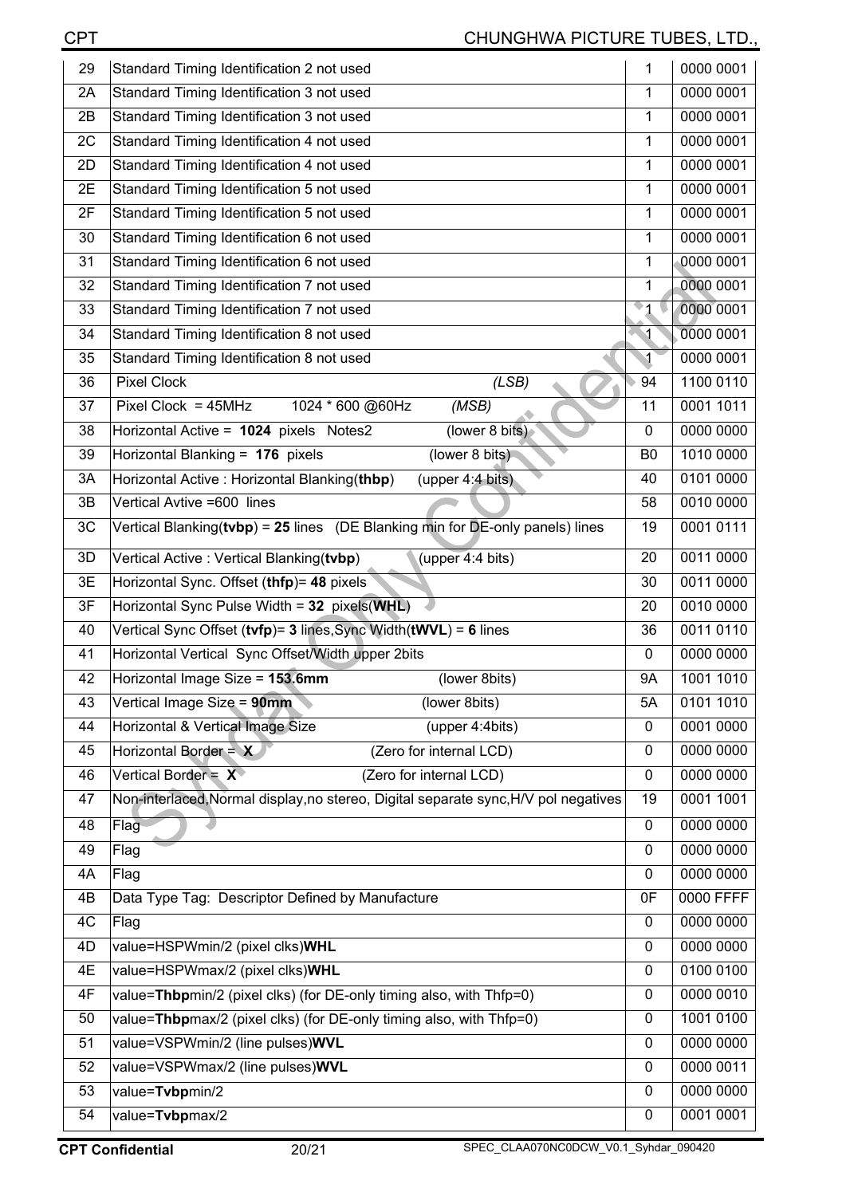| | | | |
|---|---|---|---|
| 29 | Standard Timing Identification 2 not used | 1 | 0000 0001 |
| 2A | Standard Timing Identification 3 not used | 1 | 0000 0001 |
| 2B | Standard Timing Identification 3 not used | 1 | 0000 0001 |
| 2C | Standard Timing Identification 4 not used | 1 | 0000 0001 |
| 2D | Standard Timing Identification 4 not used | 1 | 0000 0001 |
| 2E | Standard Timing Identification 5 not used | 1 | 0000 0001 |
| 2F | Standard Timing Identification 5 not used | 1 | 0000 0001 |
| 30 | Standard Timing Identification 6 not used | 1 | 0000 0001 |
| 31 | Standard Timing Identification 6 not used | 1 | 0000 0001 |
| 32 | Standard Timing Identification 7 not used | 1 | 0000 0001 |
| 33 | Standard Timing Identification 7 not used | 1 | 0000 0001 |
| 34 | Standard Timing Identification 8 not used | 1 | 0000 0001 |
| 35 | Standard Timing Identification 8 not used | 1 | 0000 0001 |
| 36 | Pixel Clock (LSB) | 94 | 1100 0110 |
| 37 | Pixel Clock = 45MHz 1024 * 600 @60Hz (MSB) | 11 | 0001 1011 |
| 38 | Horizontal Active = **1024** pixels Notes2 (lower 8 bits) | 0 | 0000 0000 |
| 39 | Horizontal Blanking = **176** pixels (lower 8 bits) | B0 | 1010 0000 |
| 3A | Horizontal Active : Horizontal Blanking(**thbp**) (upper 4:4 bits) | 40 | 0101 0000 |
| 3B | Vertical Avtive =600 lines | 58 | 0010 0000 |
| 3C | Vertical Blanking(**tvbp**) = **25** lines (DE Blanking min for DE-only panels) lines | 19 | 0001 0111 |
| 3D | Vertical Active : Vertical Blanking(**tvbp**) (upper 4:4 bits) | 20 | 0011 0000 |
| 3E | Horizontal Sync. Offset (**thfp**)= **48** pixels | 30 | 0011 0000 |
| 3F | Horizontal Sync Pulse Width = **32** pixels(**WHL**) | 20 | 0010 0000 |
| 40 | Vertical Sync Offset (**tvfp**)= **3** lines,Sync Width(**tWVL**) = **6** lines | 36 | 0011 0110 |
| 41 | Horizontal Vertical Sync Offset/Width upper 2bits | 0 | 0000 0000 |
| 42 | Horizontal Image Size = **153.6mm** (lower 8bits) | 9A | 1001 1010 |
| 43 | Vertical Image Size = **90mm** (lower 8bits) | 5A | 0101 1010 |
| 44 | Horizontal & Vertical Image Size (upper 4:4bits) | 0 | 0001 0000 |
| 45 | Horizontal Border = **X** (Zero for internal LCD) | 0 | 0000 0000 |
| 46 | Vertical Border = **X** (Zero for internal LCD) | 0 | 0000 0000 |
| 47 | Non-interlaced,Normal display,no stereo, Digital separate sync,H/V pol negatives | 19 | 0001 1001 |
| 48 | Flag | 0 | 0000 0000 |
| 49 | Flag | 0 | 0000 0000 |
| 4A | Flag | 0 | 0000 0000 |
| 4B | Data Type Tag: Descriptor Defined by Manufacture | 0F | 0000 FFFF |
| 4C | Flag | 0 | 0000 0000 |
| 4D | value=HSPWmin/2 (pixel clks)**WHL** | 0 | 0000 0000 |
| 4E | value=HSPWmax/2 (pixel clks)**WHL** | 0 | 0100 0100 |
| 4F | value=**Thbp**min/2 (pixel clks) (for DE-only timing also, with Thfp=0) | 0 | 0000 0010 |
| 50 | value=**Thbp**max/2 (pixel clks) (for DE-only timing also, with Thfp=0) | 0 | 1001 0100 |
| 51 | value=VSPWmin/2 (line pulses)**WVL** | 0 | 0000 0000 |
| 52 | value=VSPWmax/2 (line pulses)**WVL** | 0 | 0000 0011 |
| 53 | value=**Tvbp**min/2 | 0 | 0000 0000 |
| 54 | value=**Tvbp**max/2 | 0 | 0001 0001 |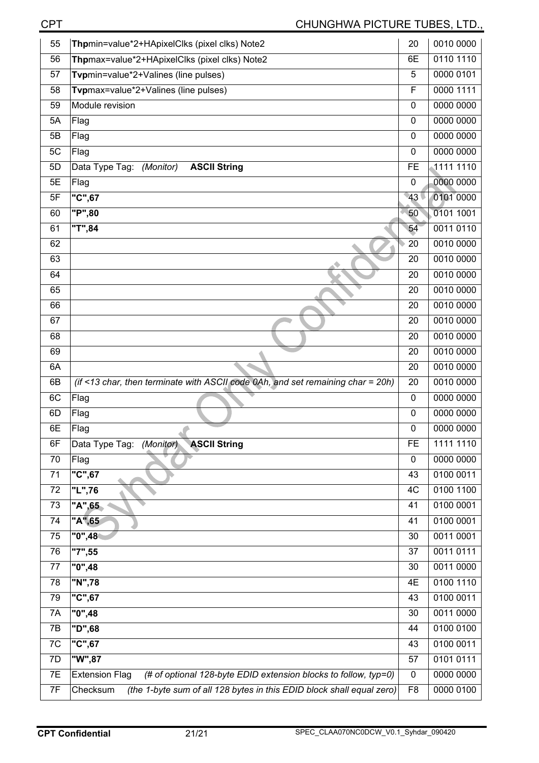| | | | |
|---|---|---|---|
| 55 | **Thp**min=value*2+HApixelClks (pixel clks) Note2 | 20 | 0010 0000 |
| 56 | **Thp**max=value*2+HApixelClks (pixel clks) Note2 | 6E | 0110 1110 |
| 57 | **Tvp**min=value*2+Valines (line pulses) | 5 | 0000 0101 |
| 58 | **Tvp**max=value*2+Valines (line pulses) | F | 0000 1111 |
| 59 | Module revision | 0 | 0000 0000 |
| 5A | Flag | 0 | 0000 0000 |
| 5B | Flag | 0 | 0000 0000 |
| 5C | Flag | 0 | 0000 0000 |
| 5D | Data Type Tag: *(Monitor)* **ASCII String** | FE | 1111 1110 |
| 5E | Flag | 0 | 0000 0000 |
| 5F | **"C",67** | 43 | 0101 0000 |
| 60 | **"P",80** | 50 | 0101 1001 |
| 61 | **"T",84** | 54 | 0011 0110 |
| 62 | | 20 | 0010 0000 |
| 63 | | 20 | 0010 0000 |
| 64 | | 20 | 0010 0000 |
| 65 | | 20 | 0010 0000 |
| 66 | | 20 | 0010 0000 |
| 67 | | 20 | 0010 0000 |
| 68 | | 20 | 0010 0000 |
| 69 | | 20 | 0010 0000 |
| 6A | | 20 | 0010 0000 |
| 6B | *(if <13 char, then terminate with ASCII code 0Ah, and set remaining char = 20h)* | 20 | 0010 0000 |
| 6C | Flag | 0 | 0000 0000 |
| 6D | Flag | 0 | 0000 0000 |
| 6E | Flag | 0 | 0000 0000 |
| 6F | Data Type Tag: *(Monitor)* **ASCII String** | FE | 1111 1110 |
| 70 | Flag | 0 | 0000 0000 |
| 71 | **"C",67** | 43 | 0100 0011 |
| 72 | **"L",76** | 4C | 0100 1100 |
| 73 | **"A",65** | 41 | 0100 0001 |
| 74 | **"A",65** | 41 | 0100 0001 |
| 75 | **"0",48** | 30 | 0011 0001 |
| 76 | **"7",55** | 37 | 0011 0111 |
| 77 | **"0",48** | 30 | 0011 0000 |
| 78 | **"N",78** | 4E | 0100 1110 |
| 79 | **"C",67** | 43 | 0100 0011 |
| 7A | **"0",48** | 30 | 0011 0000 |
| 7B | **"D",68** | 44 | 0100 0100 |
| 7C | **"C",67** | 43 | 0100 0011 |
| 7D | **"W",87** | 57 | 0101 0111 |
| 7E | Extension Flag *(# of optional 128-byte EDID extension blocks to follow, typ=0)* | 0 | 0000 0000 |
| 7F | Checksum *(the 1-byte sum of all 128 bytes in this EDID block shall equal zero)* | F8 | 0000 0100 |